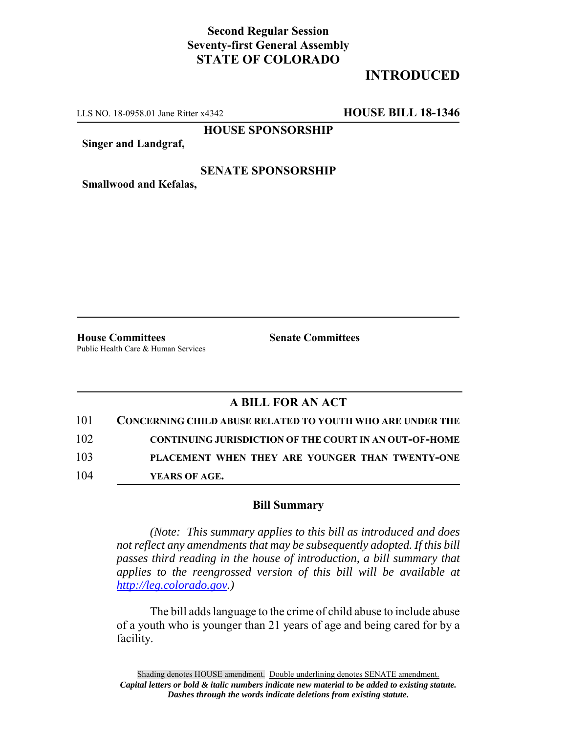**Second Regular Session**
**Seventy-first General Assembly**
**STATE OF COLORADO**

# INTRODUCED

LLS NO. 18-0958.01 Jane Ritter x4342 **HOUSE BILL 18-1346**

**HOUSE SPONSORSHIP**

**Singer and Landgraf,**

**SENATE SPONSORSHIP**

**Smallwood and Kefalas,**

**House Committees**
Public Health Care & Human Services

**Senate Committees**

## A BILL FOR AN ACT

101 **CONCERNING CHILD ABUSE RELATED TO YOUTH WHO ARE UNDER THE**
102 **CONTINUING JURISDICTION OF THE COURT IN AN OUT-OF-HOME**
103 **PLACEMENT WHEN THEY ARE YOUNGER THAN TWENTY-ONE**
104 **YEARS OF AGE.**

### Bill Summary

*(Note: This summary applies to this bill as introduced and does not reflect any amendments that may be subsequently adopted. If this bill passes third reading in the house of introduction, a bill summary that applies to the reengrossed version of this bill will be available at http://leg.colorado.gov.)*

The bill adds language to the crime of child abuse to include abuse of a youth who is younger than 21 years of age and being cared for by a facility.

Shading denotes HOUSE amendment. Double underlining denotes SENATE amendment.
***Capital letters or bold & italic numbers indicate new material to be added to existing statute.***
***Dashes through the words indicate deletions from existing statute.***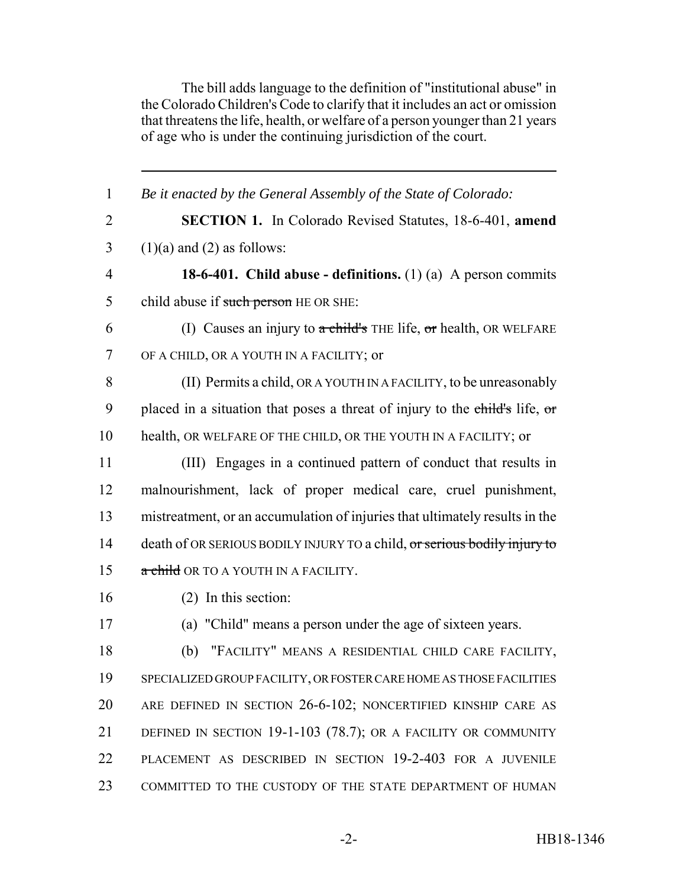The bill adds language to the definition of "institutional abuse" in the Colorado Children's Code to clarify that it includes an act or omission that threatens the life, health, or welfare of a person younger than 21 years of age who is under the continuing jurisdiction of the court.

---

1 *Be it enacted by the General Assembly of the State of Colorado:*

2 **SECTION 1.** In Colorado Revised Statutes, 18-6-401, **amend**

3 (1)(a) and (2) as follows:

4 **18-6-401. Child abuse - definitions.** (1) (a) A person commits

5 child abuse if ~~such person~~ HE OR SHE:

6 (I) Causes an injury to ~~a child's~~ THE life, ~~or~~ health, OR WELFARE

7 OF A CHILD, OR A YOUTH IN A FACILITY; or

8 (II) Permits a child, OR A YOUTH IN A FACILITY, to be unreasonably

9 placed in a situation that poses a threat of injury to the ~~child's~~ life, ~~or~~

10 health, OR WELFARE OF THE CHILD, OR THE YOUTH IN A FACILITY; or

11 (III) Engages in a continued pattern of conduct that results in

12 malnourishment, lack of proper medical care, cruel punishment,

13 mistreatment, or an accumulation of injuries that ultimately results in the

14 death of OR SERIOUS BODILY INJURY TO a child, ~~or serious bodily injury to~~

15 ~~a child~~ OR TO A YOUTH IN A FACILITY.

16 (2) In this section:

17 (a) "Child" means a person under the age of sixteen years.

18 (b) "FACILITY" MEANS A RESIDENTIAL CHILD CARE FACILITY,

19 SPECIALIZED GROUP FACILITY, OR FOSTER CARE HOME AS THOSE FACILITIES

20 ARE DEFINED IN SECTION 26-6-102; NONCERTIFIED KINSHIP CARE AS

21 DEFINED IN SECTION 19-1-103 (78.7); OR A FACILITY OR COMMUNITY

22 PLACEMENT AS DESCRIBED IN SECTION 19-2-403 FOR A JUVENILE

23 COMMITTED TO THE CUSTODY OF THE STATE DEPARTMENT OF HUMAN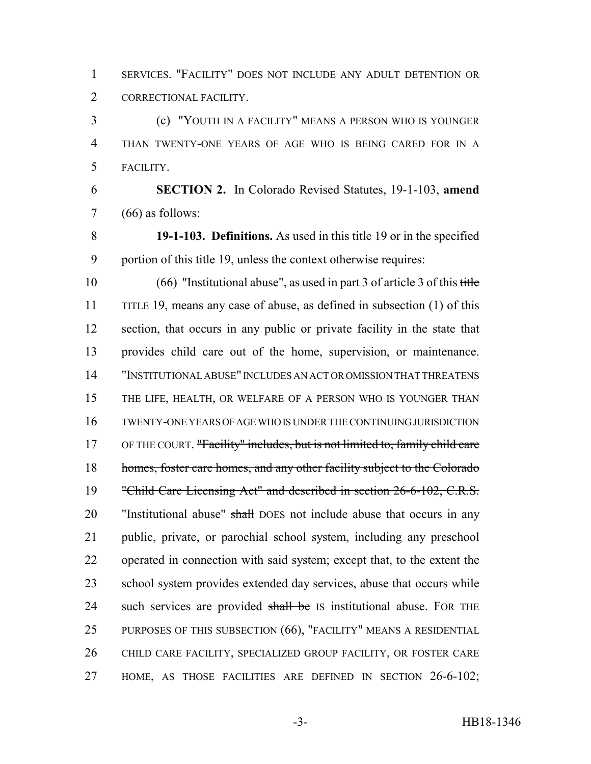SERVICES. "FACILITY" DOES NOT INCLUDE ANY ADULT DETENTION OR CORRECTIONAL FACILITY.

(c) "YOUTH IN A FACILITY" MEANS A PERSON WHO IS YOUNGER THAN TWENTY-ONE YEARS OF AGE WHO IS BEING CARED FOR IN A FACILITY.

**SECTION 2.** In Colorado Revised Statutes, 19-1-103, **amend** (66) as follows:

**19-1-103. Definitions.** As used in this title 19 or in the specified portion of this title 19, unless the context otherwise requires:

(66) "Institutional abuse", as used in part 3 of article 3 of this ~~title~~ TITLE 19, means any case of abuse, as defined in subsection (1) of this section, that occurs in any public or private facility in the state that provides child care out of the home, supervision, or maintenance. "INSTITUTIONAL ABUSE" INCLUDES AN ACT OR OMISSION THAT THREATENS THE LIFE, HEALTH, OR WELFARE OF A PERSON WHO IS YOUNGER THAN TWENTY-ONE YEARS OF AGE WHO IS UNDER THE CONTINUING JURISDICTION OF THE COURT. ~~"Facility" includes, but is not limited to, family child care homes, foster care homes, and any other facility subject to the Colorado "Child Care Licensing Act" and described in section 26-6-102, C.R.S.~~ "Institutional abuse" ~~shall~~ DOES not include abuse that occurs in any public, private, or parochial school system, including any preschool operated in connection with said system; except that, to the extent the school system provides extended day services, abuse that occurs while such services are provided ~~shall be~~ IS institutional abuse. FOR THE PURPOSES OF THIS SUBSECTION (66), "FACILITY" MEANS A RESIDENTIAL CHILD CARE FACILITY, SPECIALIZED GROUP FACILITY, OR FOSTER CARE HOME, AS THOSE FACILITIES ARE DEFINED IN SECTION 26-6-102;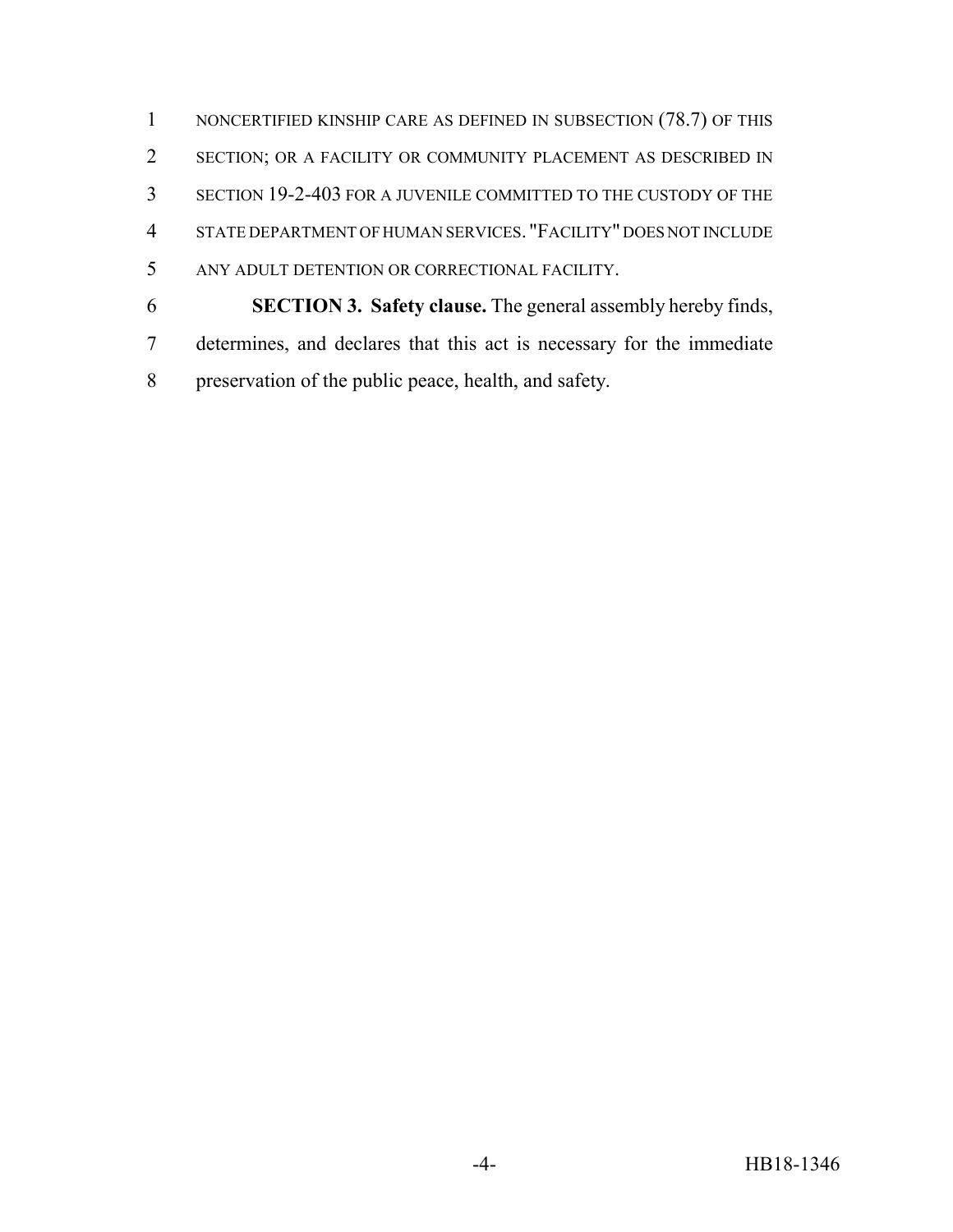NONCERTIFIED KINSHIP CARE AS DEFINED IN SUBSECTION (78.7) OF THIS SECTION; OR A FACILITY OR COMMUNITY PLACEMENT AS DESCRIBED IN SECTION 19-2-403 FOR A JUVENILE COMMITTED TO THE CUSTODY OF THE STATE DEPARTMENT OF HUMAN SERVICES. "FACILITY" DOES NOT INCLUDE ANY ADULT DETENTION OR CORRECTIONAL FACILITY.

**SECTION 3. Safety clause.** The general assembly hereby finds, determines, and declares that this act is necessary for the immediate preservation of the public peace, health, and safety.